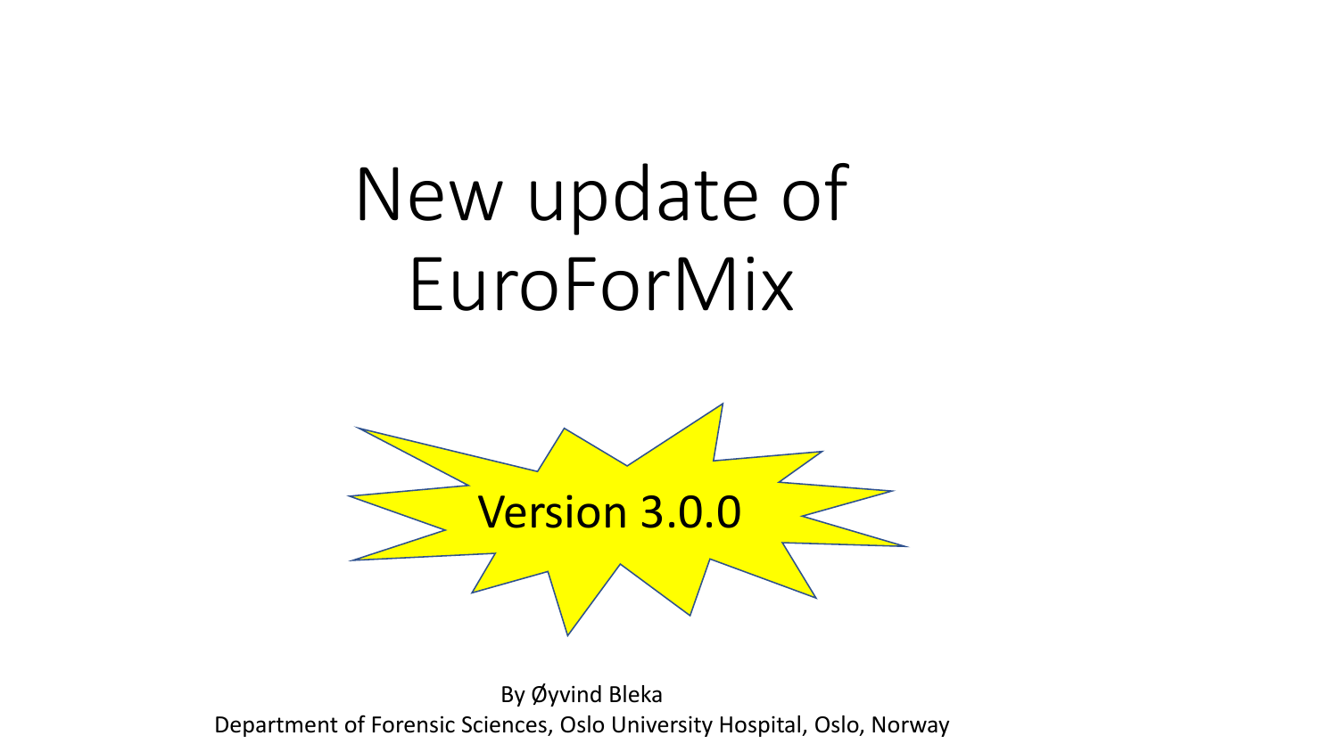# New update of EuroForMix

**Version 3.0.0**

By Øyvind Bleka

Department of Forensic Sciences, Oslo University Hospital, Oslo, Norway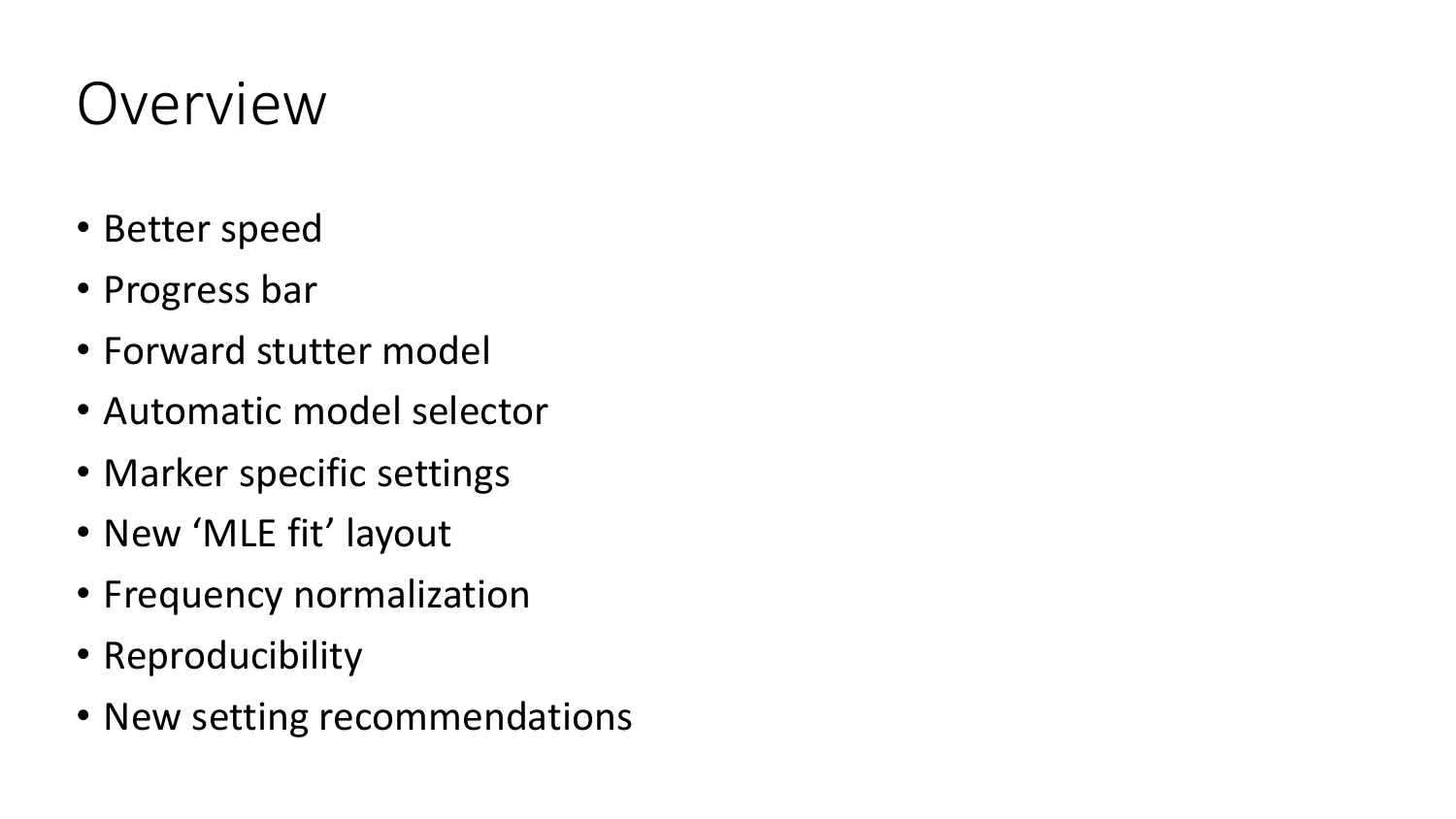# Overview

- Better speed
- Progress bar
- Forward stutter model
- Automatic model selector
- Marker specific settings
- New ‘MLE fit’ layout
- Frequency normalization
- Reproducibility
- New setting recommendations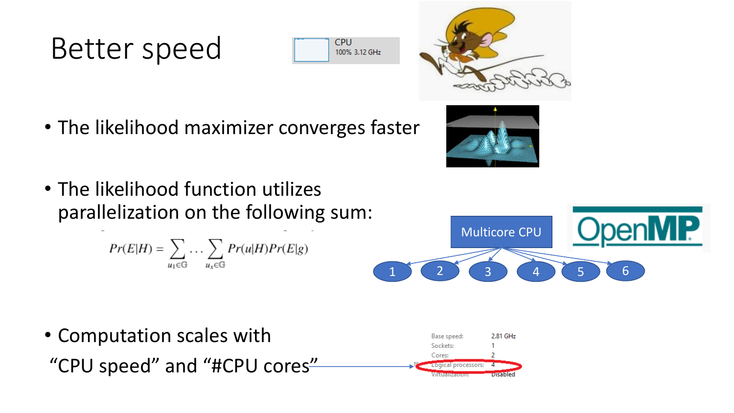# Better speed

- The likelihood maximizer converges faster

- The likelihood function utilizes parallelization on the following sum:

$$Pr(E|H) = \sum_{u_1 \in \mathbb{G}} \cdots \sum_{u_x \in \mathbb{G}} Pr(u|H)Pr(E|g)$$

- Computation scales with "CPU speed" and "#CPU cores"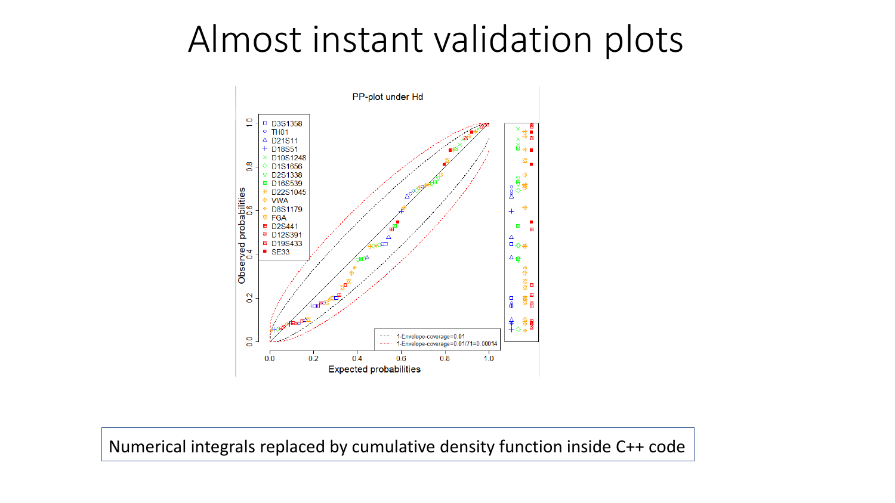# Almost instant validation plots

Numerical integrals replaced by cumulative density function inside C++ code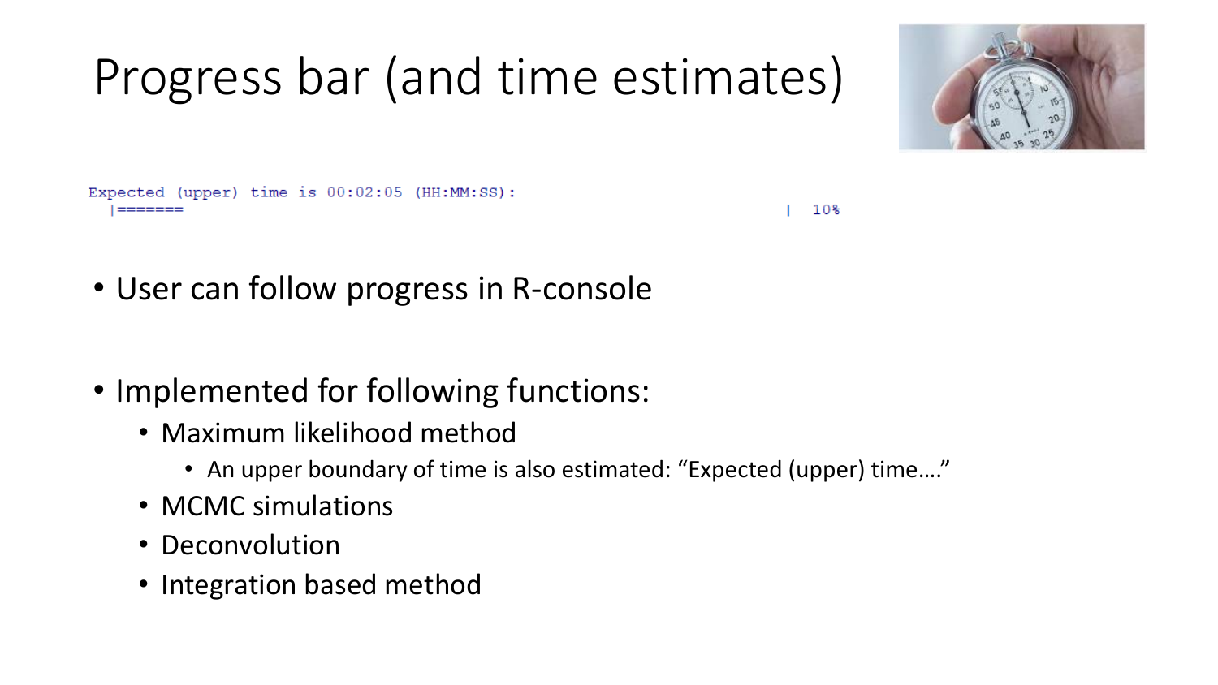# Progress bar (and time estimates)

```
Expected (upper) time is 00:02:05 (HH:MM:SS):
  |=======                                                                   |  10%
```

- User can follow progress in R-console

- Implemented for following functions:
  - Maximum likelihood method
    - An upper boundary of time is also estimated: “Expected (upper) time….”
  - MCMC simulations
  - Deconvolution
  - Integration based method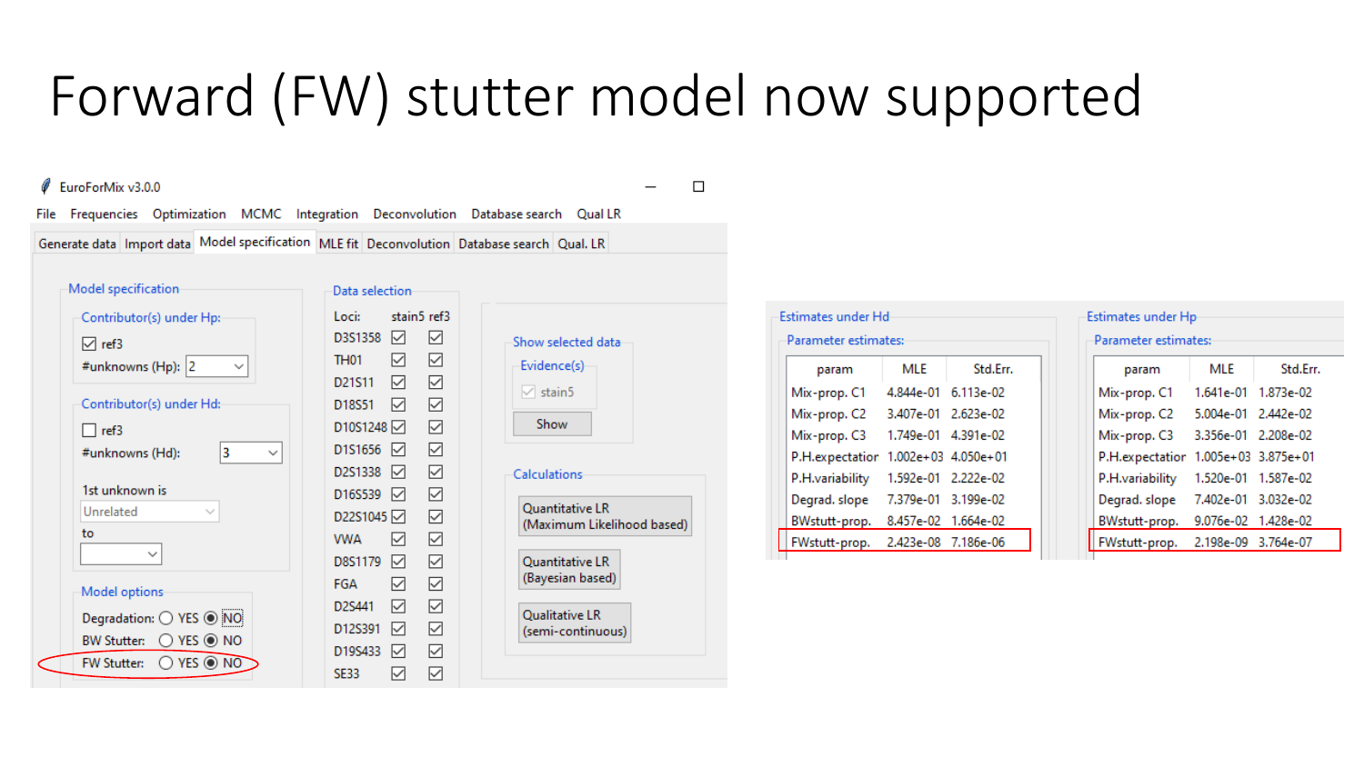# Forward (FW) stutter model now supported

EuroForMix v3.0.0

File | Frequencies | Optimization | MCMC | Integration | Deconvolution | Database search | Qual LR

Generate data | Import data | Model specification | MLE fit | Deconvolution | Database search | Qual. LR

**Model specification**

Contributor(s) under Hp:
- ☑ ref3
- #unknowns (Hp): 2

Contributor(s) under Hd:
- ☐ ref3
- #unknowns (Hd): 3

1st unknown is: Unrelated
to:

Model options
- Degradation: ○ YES ◉ NO
- BW Stutter: ○ YES ◉ NO
- FW Stutter: ○ YES ◉ NO

**Data selection**

| Loci: | stain5 | ref3 |
| --- | --- | --- |
| D3S1358 | ☑ | ☑ |
| TH01 | ☑ | ☑ |
| D21S11 | ☑ | ☑ |
| D18S51 | ☑ | ☑ |
| D10S1248 | ☑ | ☑ |
| D1S1656 | ☑ | ☑ |
| D2S1338 | ☑ | ☑ |
| D16S539 | ☑ | ☑ |
| D22S1045 | ☑ | ☑ |
| VWA | ☑ | ☑ |
| D8S1179 | ☑ | ☑ |
| FGA | ☑ | ☑ |
| D2S441 | ☑ | ☑ |
| D12S391 | ☑ | ☑ |
| D19S433 | ☑ | ☑ |
| SE33 | ☑ | ☑ |

Show selected data
- Evidence(s): ☑ stain5
- Show

Calculations
- Quantitative LR (Maximum Likelihood based)
- Quantitative LR (Bayesian based)
- Qualitative LR (semi-continuous)

**Estimates under Hd**

Parameter estimates:

| param | MLE | Std.Err. |
| --- | --- | --- |
| Mix-prop. C1 | 4.844e-01 | 6.113e-02 |
| Mix-prop. C2 | 3.407e-01 | 2.623e-02 |
| Mix-prop. C3 | 1.749e-01 | 4.391e-02 |
| P.H.expectation | 1.002e+03 | 4.050e+01 |
| P.H.variability | 1.592e-01 | 2.222e-02 |
| Degrad. slope | 7.379e-01 | 3.199e-02 |
| BWstutt-prop. | 8.457e-02 | 1.664e-02 |
| FWstutt-prop. | 2.423e-08 | 7.186e-06 |

**Estimates under Hp**

Parameter estimates:

| param | MLE | Std.Err. |
| --- | --- | --- |
| Mix-prop. C1 | 1.641e-01 | 1.873e-02 |
| Mix-prop. C2 | 5.004e-01 | 2.442e-02 |
| Mix-prop. C3 | 3.356e-01 | 2.208e-02 |
| P.H.expectation | 1.005e+03 | 3.875e+01 |
| P.H.variability | 1.520e-01 | 1.587e-02 |
| Degrad. slope | 7.402e-01 | 3.032e-02 |
| BWstutt-prop. | 9.076e-02 | 1.428e-02 |
| FWstutt-prop. | 2.198e-09 | 3.764e-07 |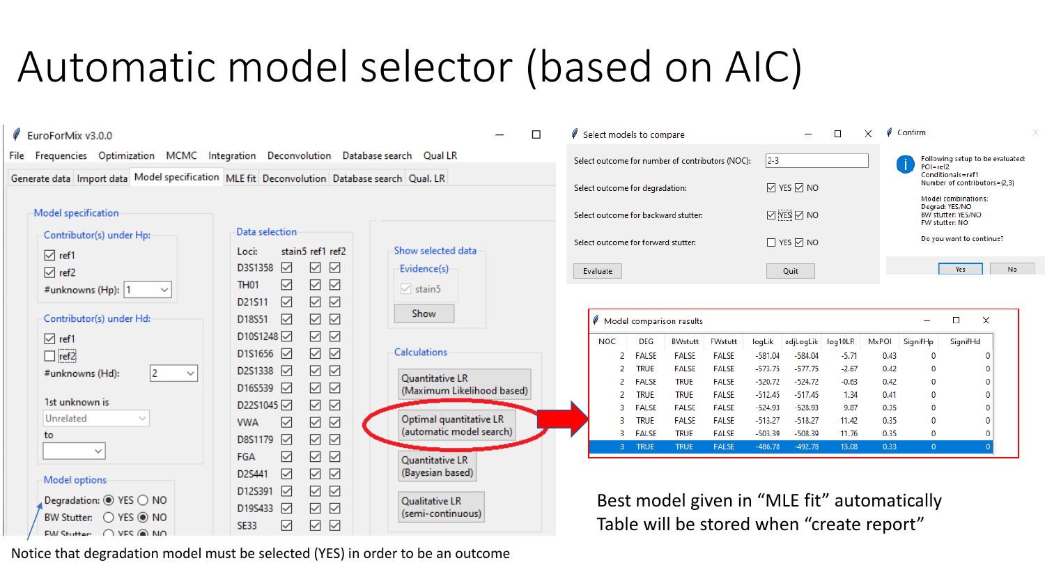# Automatic model selector (based on AIC)

EuroForMix v3.0.0

File Frequencies Optimization MCMC Integration Deconvolution Database search Qual LR

Generate data | Import data | Model specification | MLE fit | Deconvolution | Database search | Qual. LR

**Model specification**

Contributor(s) under Hp:
- ☑ ref1
- ☑ ref2
- #unknowns (Hp): 1

Contributor(s) under Hd:
- ☑ ref1
- ☐ ref2
- #unknowns (Hd): 2

1st unknown is: Unrelated

to

Model options
- Degradation: ◉ YES ○ NO
- BW Stutter: ○ YES ◉ NO
- FW Stutter: ○ YES ◉ NO

**Data selection**

| Loci: | stain5 | ref1 | ref2 |
|---|---|---|---|
| D3S1358 | ☑ | ☑ | ☑ |
| TH01 | ☑ | ☑ | ☑ |
| D21S11 | ☑ | ☑ | ☑ |
| D18S51 | ☑ | ☑ | ☑ |
| D10S1248 | ☑ | ☑ | ☑ |
| D1S1656 | ☑ | ☑ | ☑ |
| D2S1338 | ☑ | ☑ | ☑ |
| D16S539 | ☑ | ☑ | ☑ |
| D22S1045 | ☑ | ☑ | ☑ |
| VWA | ☑ | ☑ | ☑ |
| D8S1179 | ☑ | ☑ | ☑ |
| FGA | ☑ | ☑ | ☑ |
| D2S441 | ☑ | ☑ | ☑ |
| D12S391 | ☑ | ☑ | ☑ |
| D19S433 | ☑ | ☑ | ☑ |
| SE33 | ☑ | ☑ | ☑ |

**Show selected data**

Evidence(s): ☑ stain5

Show

**Calculations**
- Quantitative LR (Maximum Likelihood based)
- Optimal quantitative LR (automatic model search)
- Quantitative LR (Bayesian based)
- Qualitative LR (semi-continuous)

**Select models to compare**

- Select outcome for number of contributors (NOC): 2-3
- Select outcome for degradation: ☑ YES ☑ NO
- Select outcome for backward stutter: ☑ YES ☑ NO
- Select outcome for forward stutter: ☐ YES ☑ NO

Evaluate | Quit

**Confirm**

Following setup to be evaluated:
POI=ref2
Conditionals=ref1
Number of contributors=(2,3)

Model combinations:
Degrad: YES/NO
BW stutter: YES/NO
FW stutter: NO

Do you want to continue?

Yes | No

**Model comparison results**

| NOC | DEG | BWstutt | FWstutt | logLik | adjLogLik | log10LR | MxPOI | SignifHp | SignifHd |
|---|---|---|---|---|---|---|---|---|---|
| 2 | FALSE | FALSE | FALSE | -581.04 | -584.04 | -5.71 | 0.43 | 0 | 0 |
| 2 | TRUE | FALSE | FALSE | -573.75 | -577.75 | -2.67 | 0.42 | 0 | 0 |
| 2 | FALSE | TRUE | FALSE | -520.72 | -524.72 | -0.63 | 0.42 | 0 | 0 |
| 2 | TRUE | TRUE | FALSE | -512.45 | -517.45 | 1.34 | 0.41 | 0 | 0 |
| 3 | FALSE | FALSE | FALSE | -524.93 | -528.93 | 9.87 | 0.35 | 0 | 0 |
| 3 | TRUE | FALSE | FALSE | -513.27 | -518.27 | 11.42 | 0.35 | 0 | 0 |
| 3 | FALSE | TRUE | FALSE | -503.39 | -508.39 | 11.76 | 0.35 | 0 | 0 |
| 3 | TRUE | TRUE | FALSE | -486.78 | -492.78 | 13.08 | 0.33 | 0 | 0 |

Best model given in "MLE fit" automatically
Table will be stored when "create report"

Notice that degradation model must be selected (YES) in order to be an outcome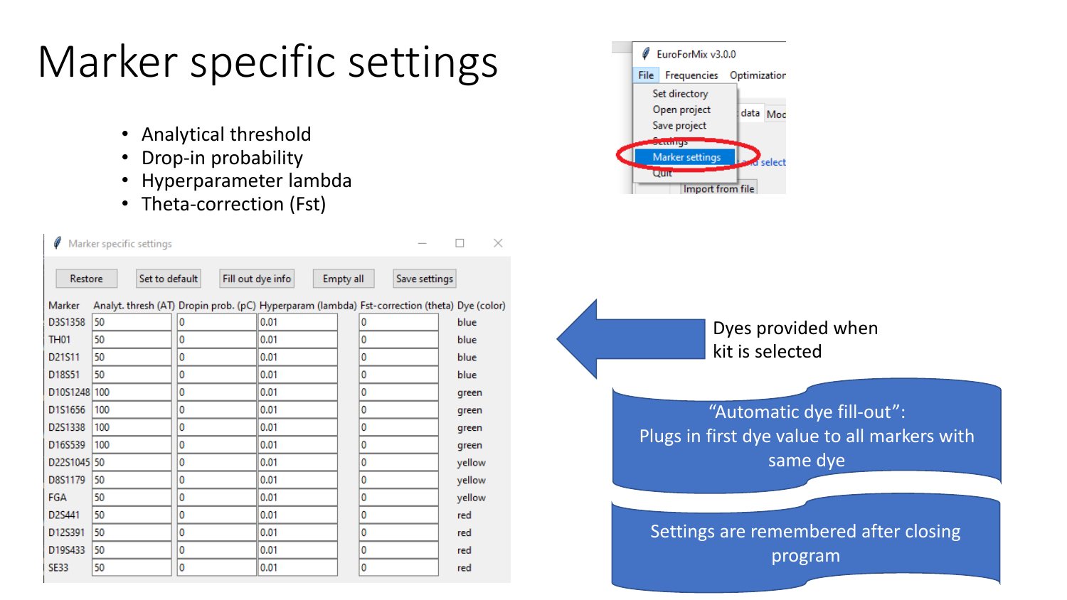# Marker specific settings

- Analytical threshold
- Drop-in probability
- Hyperparameter lambda
- Theta-correction (Fst)

EuroForMix v3.0.0

File | Frequencies | Optimization

- Set directory
- Open project
- Save project
- Settings
- Marker settings
- Quit

Marker specific settings

Restore | Set to default | Fill out dye info | Empty all | Save settings

| Marker | Analyt. thresh (AT) | Dropin prob. (pC) | Hyperparam (lambda) | Fst-correction (theta) | Dye (color) |
|---|---|---|---|---|---|
| D3S1358 | 50 | 0 | 0.01 | 0 | blue |
| TH01 | 50 | 0 | 0.01 | 0 | blue |
| D21S11 | 50 | 0 | 0.01 | 0 | blue |
| D18S51 | 50 | 0 | 0.01 | 0 | blue |
| D10S1248 | 100 | 0 | 0.01 | 0 | green |
| D1S1656 | 100 | 0 | 0.01 | 0 | green |
| D2S1338 | 100 | 0 | 0.01 | 0 | green |
| D16S539 | 100 | 0 | 0.01 | 0 | green |
| D22S1045 | 50 | 0 | 0.01 | 0 | yellow |
| D8S1179 | 50 | 0 | 0.01 | 0 | yellow |
| FGA | 50 | 0 | 0.01 | 0 | yellow |
| D2S441 | 50 | 0 | 0.01 | 0 | red |
| D12S391 | 50 | 0 | 0.01 | 0 | red |
| D19S433 | 50 | 0 | 0.01 | 0 | red |
| SE33 | 50 | 0 | 0.01 | 0 | red |

Dyes provided when kit is selected

"Automatic dye fill-out": Plugs in first dye value to all markers with same dye

Settings are remembered after closing program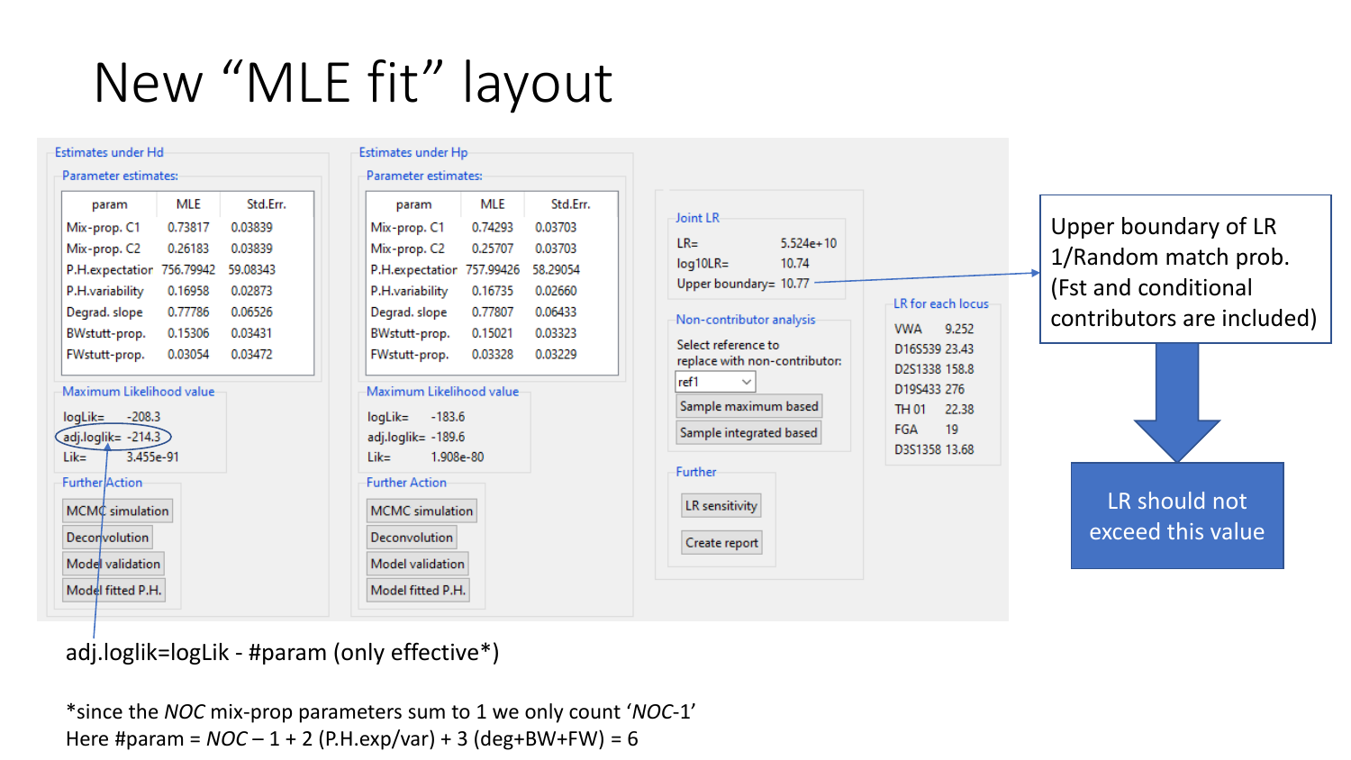# New "MLE fit" layout

**Estimates under Hd**

Parameter estimates:

| param | MLE | Std.Err. |
|---|---|---|
| Mix-prop. C1 | 0.73817 | 0.03839 |
| Mix-prop. C2 | 0.26183 | 0.03839 |
| P.H.expectation | 756.79942 | 59.08343 |
| P.H.variability | 0.16958 | 0.02873 |
| Degrad. slope | 0.77786 | 0.06526 |
| BWstutt-prop. | 0.15306 | 0.03431 |
| FWstutt-prop. | 0.03054 | 0.03472 |

Maximum Likelihood value

logLik= -208.3
adj.loglik= -214.3
Lik= 3.455e-91

Further Action

- MCMC simulation
- Deconvolution
- Model validation
- Model fitted P.H.

**Estimates under Hp**

Parameter estimates:

| param | MLE | Std.Err. |
|---|---|---|
| Mix-prop. C1 | 0.74293 | 0.03703 |
| Mix-prop. C2 | 0.25707 | 0.03703 |
| P.H.expectation | 757.99426 | 58.29054 |
| P.H.variability | 0.16735 | 0.02660 |
| Degrad. slope | 0.77807 | 0.06433 |
| BWstutt-prop. | 0.15021 | 0.03323 |
| FWstutt-prop. | 0.03328 | 0.03229 |

Maximum Likelihood value

logLik= -183.6
adj.loglik= -189.6
Lik= 1.908e-80

Further Action

- MCMC simulation
- Deconvolution
- Model validation
- Model fitted P.H.

**Joint LR**

LR= 5.524e+10
log10LR= 10.74
Upper boundary= 10.77

**Non-contributor analysis**

Select reference to replace with non-contributor: ref1

- Sample maximum based
- Sample integrated based

**Further**

- LR sensitivity
- Create report

**LR for each locus**

| Locus | LR |
|---|---|
| VWA | 9.252 |
| D16S539 | 23.43 |
| D2S1338 | 158.8 |
| D19S433 | 276 |
| TH 01 | 22.38 |
| FGA | 19 |
| D3S1358 | 13.68 |

Upper boundary of LR
1/Random match prob.
(Fst and conditional contributors are included)

LR should not exceed this value

adj.loglik=logLik - #param (only effective*)

*since the *NOC* mix-prop parameters sum to 1 we only count '*NOC*-1'
Here #param = *NOC* – 1 + 2 (P.H.exp/var) + 3 (deg+BW+FW) = 6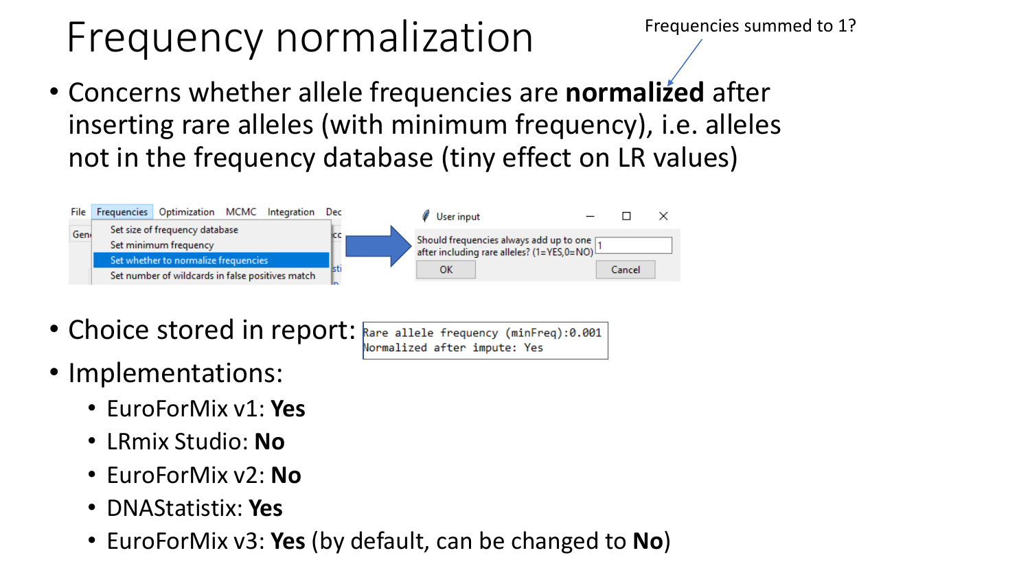# Frequency normalization

Frequencies summed to 1?

- Concerns whether allele frequencies are **normalized** after inserting rare alleles (with minimum frequency), i.e. alleles not in the frequency database (tiny effect on LR values)

File | Frequencies | Optimization | MCMC | Integration | Dec

- Set size of frequency database
- Set minimum frequency
- Set whether to normalize frequencies
- Set number of wildcards in false positives match

User input

Should frequencies always add up to one after including rare alleles? (1=YES,0=NO) 1

OK | Cancel

- Choice stored in report:

```
Rare allele frequency (minFreq):0.001
Normalized after impute: Yes
```

- Implementations:
  - EuroForMix v1: **Yes**
  - LRmix Studio: **No**
  - EuroForMix v2: **No**
  - DNAStatistix: **Yes**
  - EuroForMix v3: **Yes** (by default, can be changed to **No**)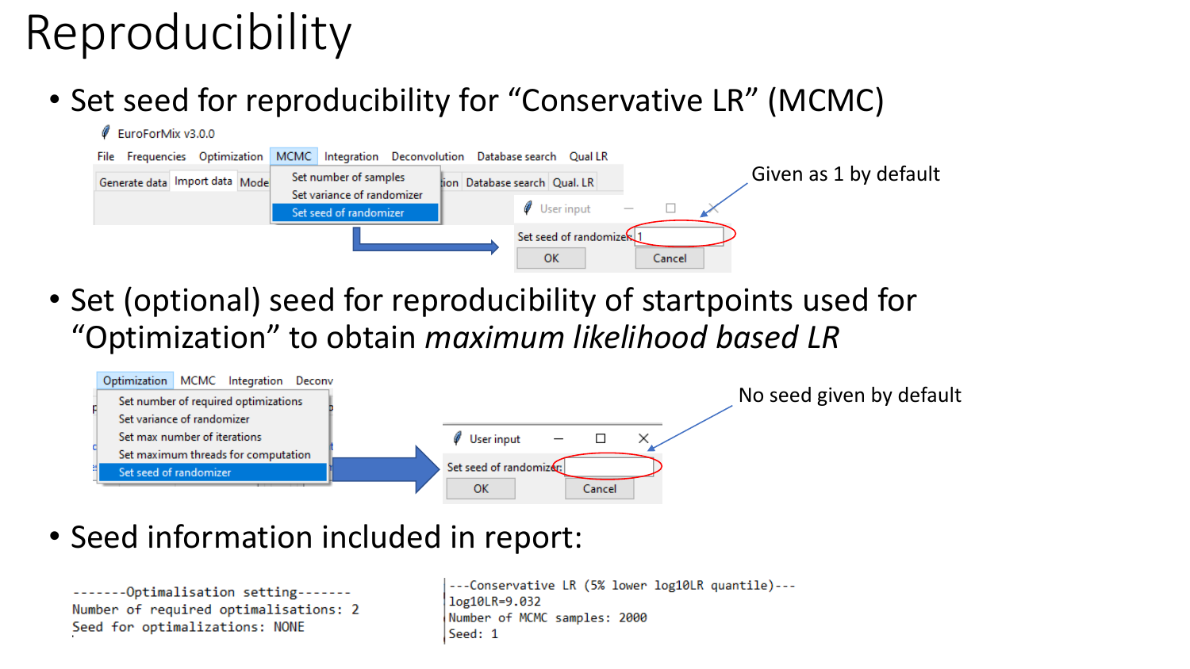# Reproducibility

- Set seed for reproducibility for “Conservative LR” (MCMC)

EuroForMix v3.0.0

File Frequencies Optimization MCMC Integration Deconvolution Database search Qual LR

Set number of samples
Set variance of randomizer
Set seed of randomizer

User input

Set seed of randomizer: 1

OK Cancel

Given as 1 by default

- Set (optional) seed for reproducibility of startpoints used for “Optimization” to obtain *maximum likelihood based LR*

Optimization MCMC Integration Deconv

Set number of required optimizations
Set variance of randomizer
Set max number of iterations
Set maximum threads for computation
Set seed of randomizer

User input

Set seed of randomizer:

OK Cancel

No seed given by default

- Seed information included in report:

```
-------Optimalisation setting-------
Number of required optimalisations: 2
Seed for optimalizations: NONE
```

```
---Conservative LR (5% lower log10LR quantile)---
log10LR=9.032
Number of MCMC samples: 2000
Seed: 1
```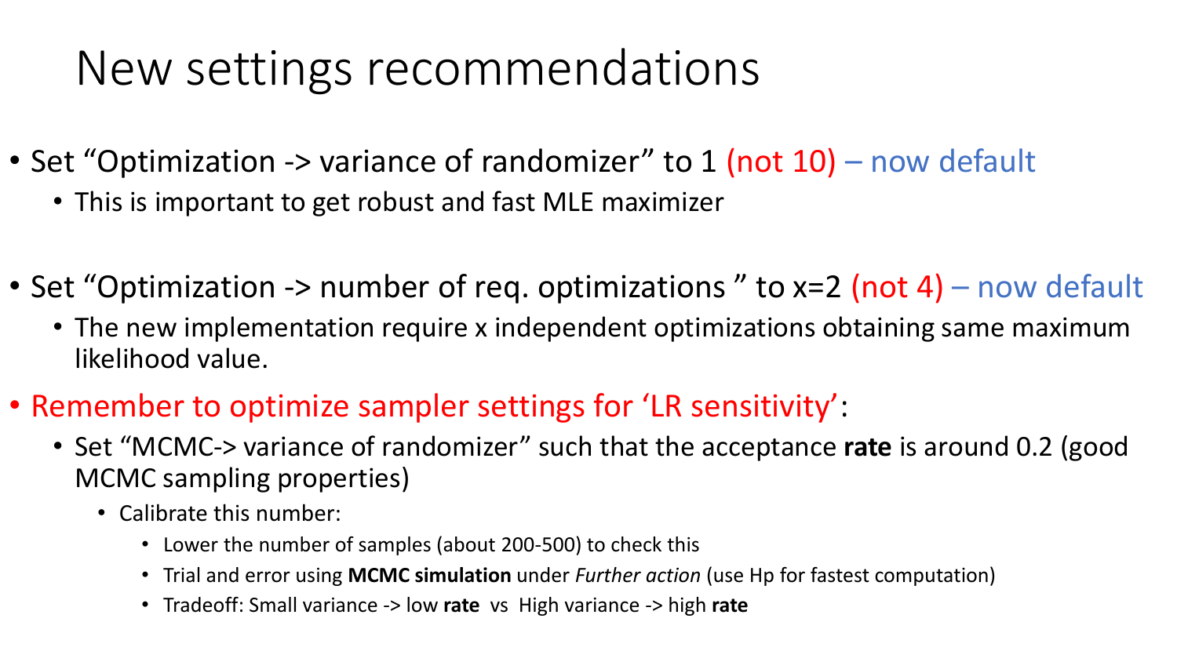# New settings recommendations

- Set “Optimization -> variance of randomizer” to 1 (not 10) – now default
  - This is important to get robust and fast MLE maximizer
- Set “Optimization -> number of req. optimizations ” to x=2 (not 4) – now default
  - The new implementation require x independent optimizations obtaining same maximum likelihood value.
- Remember to optimize sampler settings for ‘LR sensitivity’:
  - Set “MCMC-> variance of randomizer” such that the acceptance **rate** is around 0.2 (good MCMC sampling properties)
    - Calibrate this number:
      - Lower the number of samples (about 200-500) to check this
      - Trial and error using **MCMC simulation** under *Further action* (use Hp for fastest computation)
      - Tradeoff: Small variance -> low **rate** vs High variance -> high **rate**